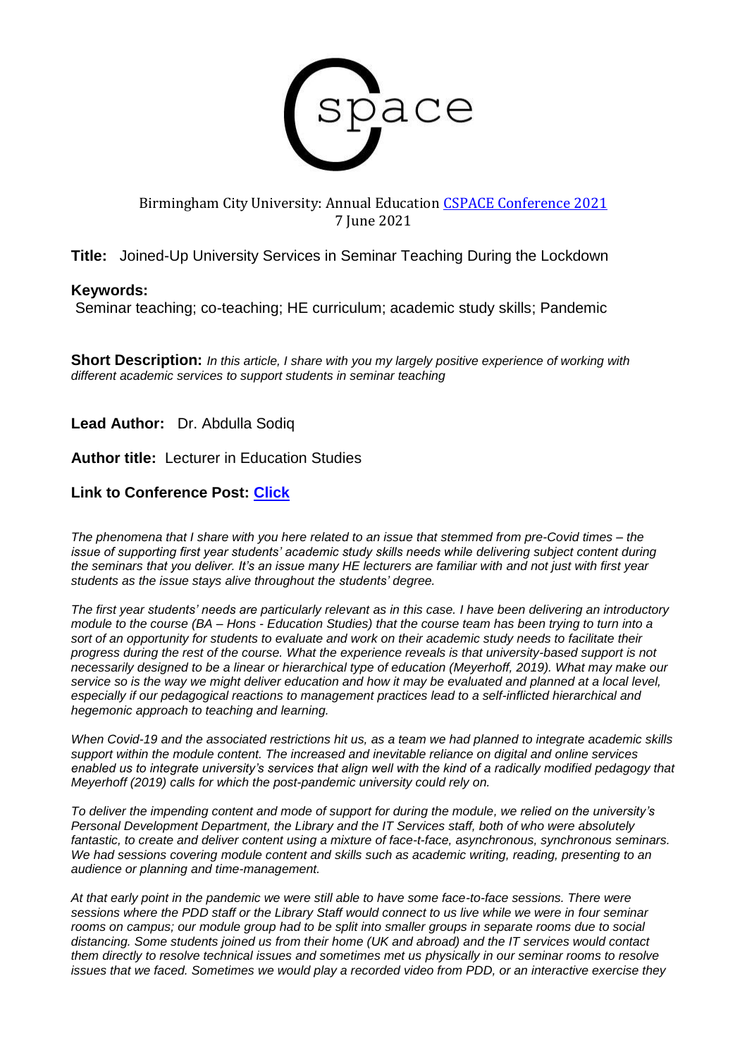Birmingham City University: Annual Education CSPACE Conference 2021
7 June 2021

**Title:** Joined-Up University Services in Seminar Teaching During the Lockdown

**Keywords:**
Seminar teaching; co-teaching; HE curriculum; academic study skills; Pandemic

**Short Description:** *In this article, I share with you my largely positive experience of working with different academic services to support students in seminar teaching*

**Lead Author:** Dr. Abdulla Sodiq

**Author title:** Lecturer in Education Studies

**Link to Conference Post: Click**

*The phenomena that I share with you here related to an issue that stemmed from pre-Covid times – the issue of supporting first year students' academic study skills needs while delivering subject content during the seminars that you deliver. It's an issue many HE lecturers are familiar with and not just with first year students as the issue stays alive throughout the students' degree.*

*The first year students' needs are particularly relevant as in this case. I have been delivering an introductory module to the course (BA – Hons - Education Studies) that the course team has been trying to turn into a sort of an opportunity for students to evaluate and work on their academic study needs to facilitate their progress during the rest of the course. What the experience reveals is that university-based support is not necessarily designed to be a linear or hierarchical type of education (Meyerhoff, 2019). What may make our service so is the way we might deliver education and how it may be evaluated and planned at a local level, especially if our pedagogical reactions to management practices lead to a self-inflicted hierarchical and hegemonic approach to teaching and learning.*

*When Covid-19 and the associated restrictions hit us, as a team we had planned to integrate academic skills support within the module content. The increased and inevitable reliance on digital and online services enabled us to integrate university's services that align well with the kind of a radically modified pedagogy that Meyerhoff (2019) calls for which the post-pandemic university could rely on.*

*To deliver the impending content and mode of support for during the module, we relied on the university's Personal Development Department, the Library and the IT Services staff, both of who were absolutely fantastic, to create and deliver content using a mixture of face-t-face, asynchronous, synchronous seminars. We had sessions covering module content and skills such as academic writing, reading, presenting to an audience or planning and time-management.*

*At that early point in the pandemic we were still able to have some face-to-face sessions. There were sessions where the PDD staff or the Library Staff would connect to us live while we were in four seminar rooms on campus; our module group had to be split into smaller groups in separate rooms due to social distancing. Some students joined us from their home (UK and abroad) and the IT services would contact them directly to resolve technical issues and sometimes met us physically in our seminar rooms to resolve issues that we faced. Sometimes we would play a recorded video from PDD, or an interactive exercise they*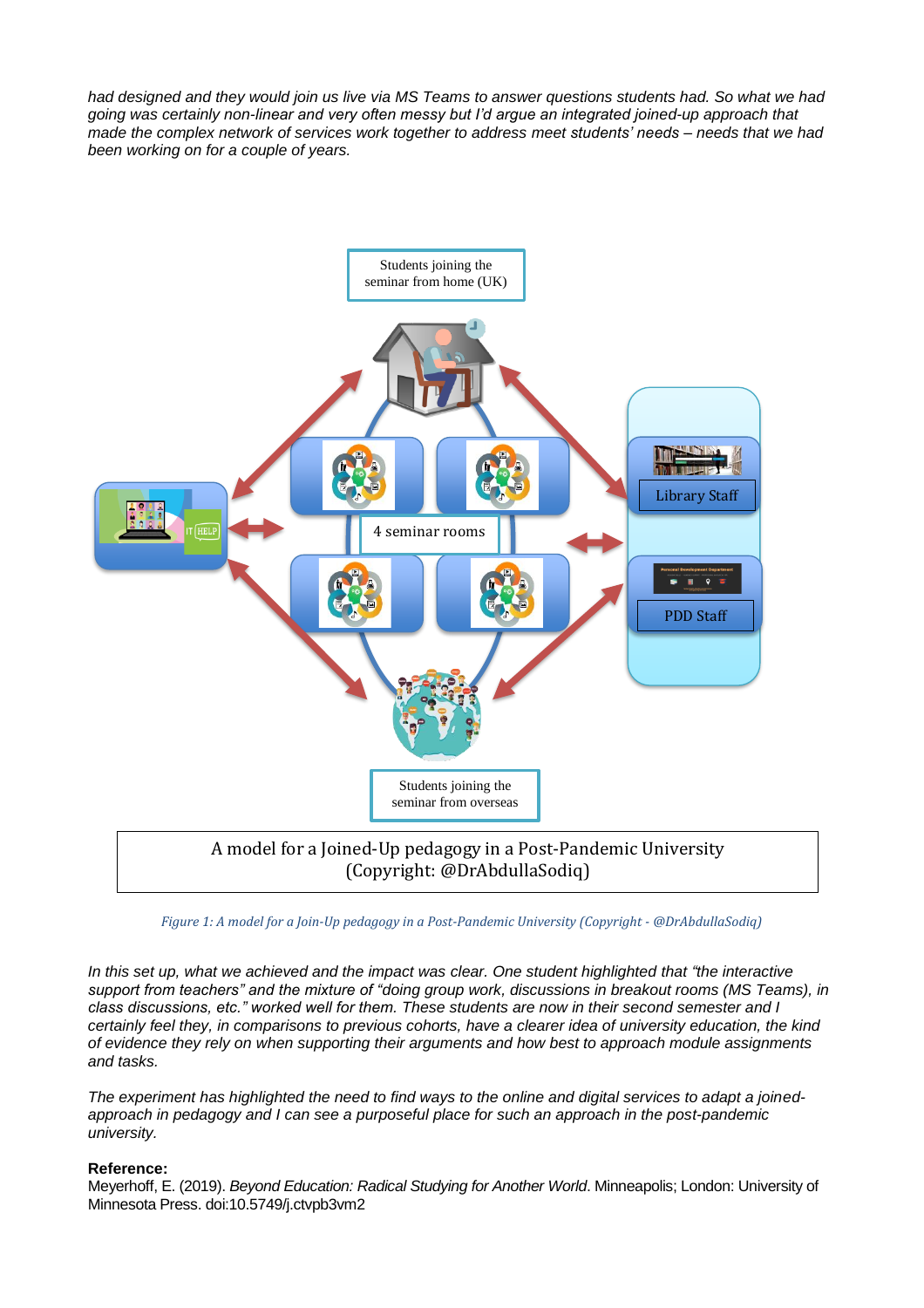*had designed and they would join us live via MS Teams to answer questions students had. So what we had going was certainly non-linear and very often messy but I'd argue an integrated joined-up approach that made the complex network of services work together to address meet students' needs – needs that we had been working on for a couple of years.*

Students joining the seminar from home (UK)

4 seminar rooms

IT HELP

Library Staff

PDD Staff

Students joining the seminar from overseas

A model for a Joined-Up pedagogy in a Post-Pandemic University (Copyright: @DrAbdullaSodiq)

*Figure 1: A model for a Join-Up pedagogy in a Post-Pandemic University (Copyright - @DrAbdullaSodiq)*

*In this set up, what we achieved and the impact was clear. One student highlighted that "the interactive support from teachers" and the mixture of "doing group work, discussions in breakout rooms (MS Teams), in class discussions, etc." worked well for them. These students are now in their second semester and I certainly feel they, in comparisons to previous cohorts, have a clearer idea of university education, the kind of evidence they rely on when supporting their arguments and how best to approach module assignments and tasks.*

*The experiment has highlighted the need to find ways to the online and digital services to adapt a joined-approach in pedagogy and I can see a purposeful place for such an approach in the post-pandemic university.*

**Reference:**

Meyerhoff, E. (2019). *Beyond Education: Radical Studying for Another World*. Minneapolis; London: University of Minnesota Press. doi:10.5749/j.ctvpb3vm2